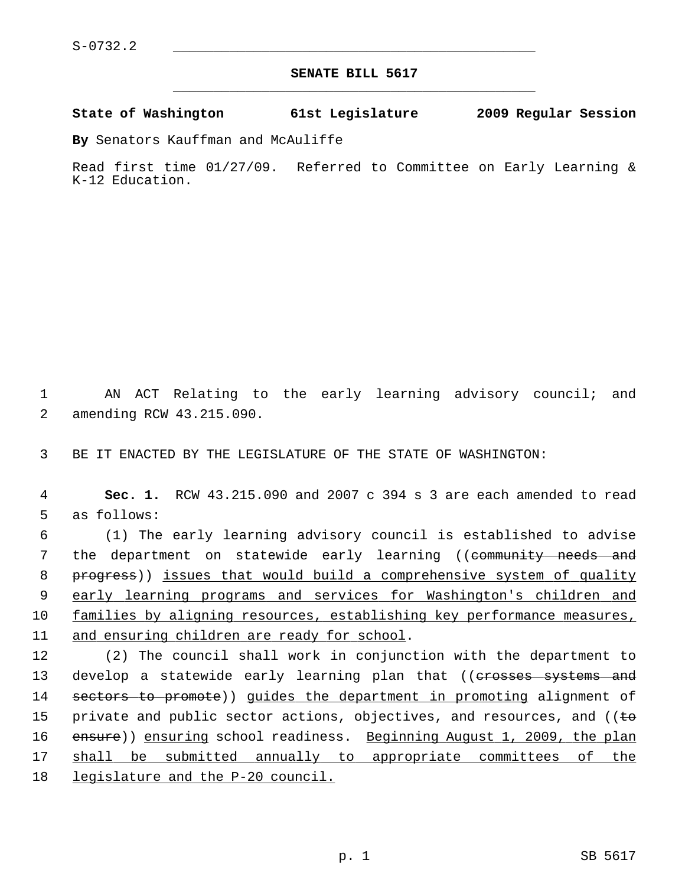S-0732.2

**SENATE BILL 5617**

**State of Washington 61st Legislature 2009 Regular Session**

**By** Senators Kauffman and McAuliffe

Read first time 01/27/09. Referred to Committee on Early Learning & K-12 Education.

AN ACT Relating to the early learning advisory council; and amending RCW 43.215.090.

BE IT ENACTED BY THE LEGISLATURE OF THE STATE OF WASHINGTON:

**Sec. 1.** RCW 43.215.090 and 2007 c 394 s 3 are each amended to read as follows:

(1) The early learning advisory council is established to advise the department on statewide early learning ((~~community needs and progress~~)) <u>issues that would build a comprehensive system of quality early learning programs and services for Washington's children and families by aligning resources, establishing key performance measures, and ensuring children are ready for school</u>.

(2) The council shall work in conjunction with the department to develop a statewide early learning plan that ((~~crosses systems and sectors to promote~~)) <u>guides the department in promoting</u> alignment of private and public sector actions, objectives, and resources, and ((~~to ensure~~)) <u>ensuring</u> school readiness. <u>Beginning August 1, 2009, the plan shall be submitted annually to appropriate committees of the legislature and the P-20 council.</u>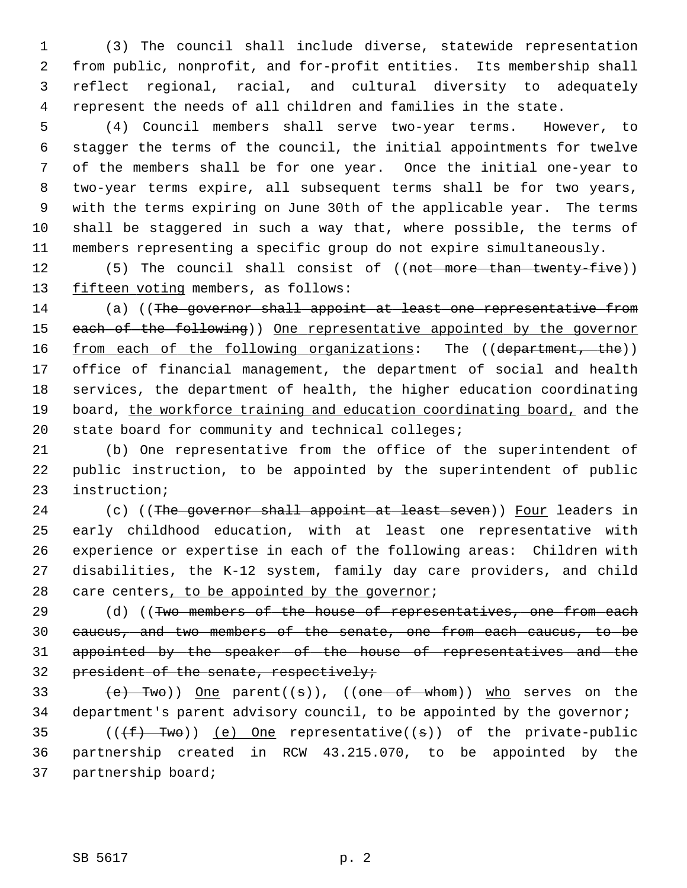(3) The council shall include diverse, statewide representation from public, nonprofit, and for-profit entities. Its membership shall reflect regional, racial, and cultural diversity to adequately represent the needs of all children and families in the state.

(4) Council members shall serve two-year terms. However, to stagger the terms of the council, the initial appointments for twelve of the members shall be for one year. Once the initial one-year to two-year terms expire, all subsequent terms shall be for two years, with the terms expiring on June 30th of the applicable year. The terms shall be staggered in such a way that, where possible, the terms of members representing a specific group do not expire simultaneously.

(5) The council shall consist of ((~~not more than twenty-five~~)) fifteen voting members, as follows:

(a) ((~~The governor shall appoint at least one representative from each of the following~~)) One representative appointed by the governor from each of the following organizations: The ((~~department, the~~)) office of financial management, the department of social and health services, the department of health, the higher education coordinating board, the workforce training and education coordinating board, and the state board for community and technical colleges;

(b) One representative from the office of the superintendent of public instruction, to be appointed by the superintendent of public instruction;

(c) ((~~The governor shall appoint at least seven~~)) Four leaders in early childhood education, with at least one representative with experience or expertise in each of the following areas: Children with disabilities, the K-12 system, family day care providers, and child care centers, to be appointed by the governor;

(d) ((~~Two members of the house of representatives, one from each caucus, and two members of the senate, one from each caucus, to be appointed by the speaker of the house of representatives and the president of the senate, respectively;~~

~~(e) Two~~)) One parent((~~s~~)), ((~~one of whom~~)) who serves on the department's parent advisory council, to be appointed by the governor;

((~~(f) Two~~)) (e) One representative((~~s~~)) of the private-public partnership created in RCW 43.215.070, to be appointed by the partnership board;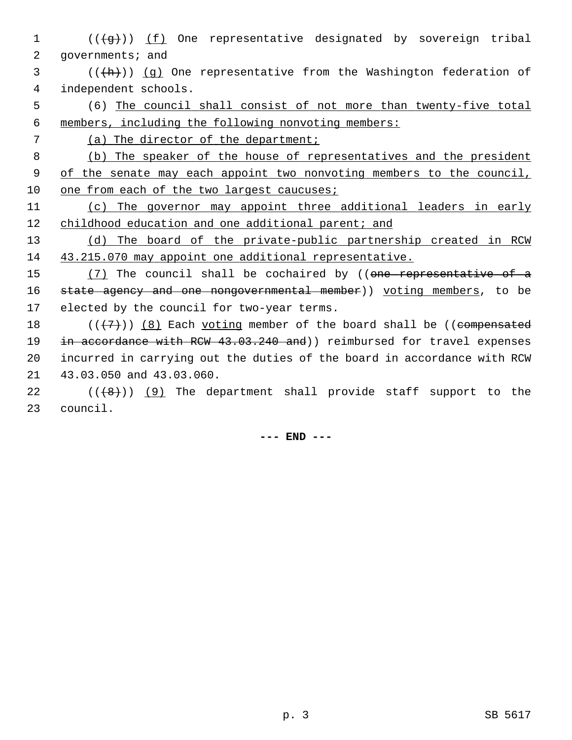(((g))) (f) One representative designated by sovereign tribal governments; and

(((h))) (g) One representative from the Washington federation of independent schools.

(6) The council shall consist of not more than twenty-five total members, including the following nonvoting members:

(a) The director of the department;

(b) The speaker of the house of representatives and the president of the senate may each appoint two nonvoting members to the council, one from each of the two largest caucuses;

(c) The governor may appoint three additional leaders in early childhood education and one additional parent; and

(d) The board of the private-public partnership created in RCW 43.215.070 may appoint one additional representative.

(7) The council shall be cochaired by ((one representative of a state agency and one nongovernmental member)) voting members, to be elected by the council for two-year terms.

(((7))) (8) Each voting member of the board shall be ((compensated in accordance with RCW 43.03.240 and)) reimbursed for travel expenses incurred in carrying out the duties of the board in accordance with RCW 43.03.050 and 43.03.060.

(((8))) (9) The department shall provide staff support to the council.

**--- END ---**